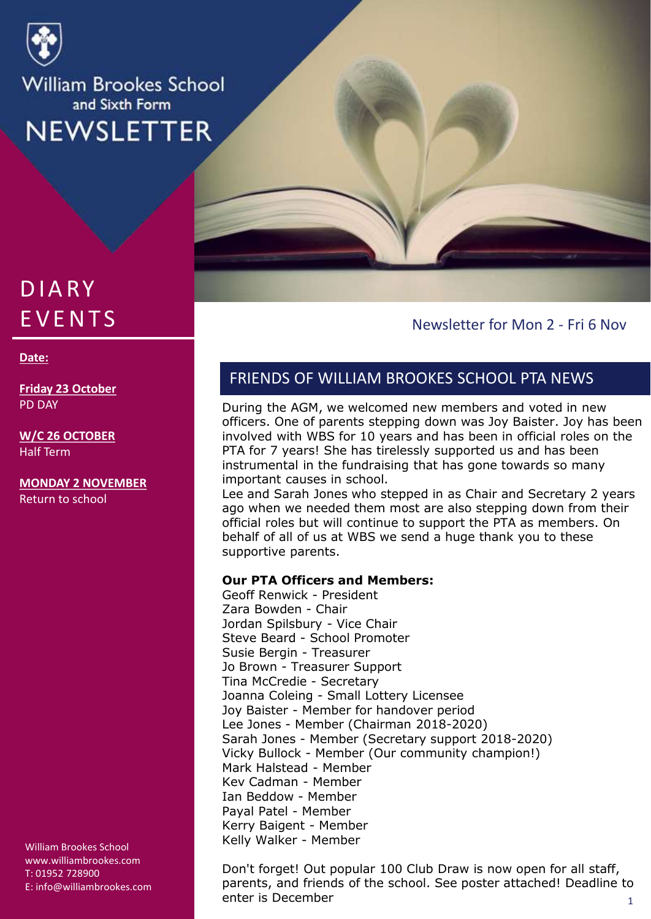# William Brookes School and Sixth Form NEWSLETTER

Newsletter for Mon 2 - Fri 6 Nov

## DIARY EVENTS

**Date:**

**Friday 23 October**
PD DAY

**W/C 26 OCTOBER**
Half Term

**MONDAY 2 NOVEMBER**
Return to school

William Brookes School
www.williambrookes.com
T: 01952 728900
E: info@williambrookes.com

## FRIENDS OF WILLIAM BROOKES SCHOOL PTA NEWS

During the AGM, we welcomed new members and voted in new officers. One of parents stepping down was Joy Baister. Joy has been involved with WBS for 10 years and has been in official roles on the PTA for 7 years! She has tirelessly supported us and has been instrumental in the fundraising that has gone towards so many important causes in school.
Lee and Sarah Jones who stepped in as Chair and Secretary 2 years ago when we needed them most are also stepping down from their official roles but will continue to support the PTA as members. On behalf of all of us at WBS we send a huge thank you to these supportive parents.

**Our PTA Officers and Members:**
Geoff Renwick - President
Zara Bowden - Chair
Jordan Spilsbury - Vice Chair
Steve Beard - School Promoter
Susie Bergin - Treasurer
Jo Brown - Treasurer Support
Tina McCredie - Secretary
Joanna Coleing - Small Lottery Licensee
Joy Baister - Member for handover period
Lee Jones - Member (Chairman 2018-2020)
Sarah Jones - Member (Secretary support 2018-2020)
Vicky Bullock - Member (Our community champion!)
Mark Halstead - Member
Kev Cadman - Member
Ian Beddow - Member
Payal Patel - Member
Kerry Baigent - Member
Kelly Walker - Member

Don't forget! Out popular 100 Club Draw is now open for all staff, parents, and friends of the school. See poster attached! Deadline to enter is December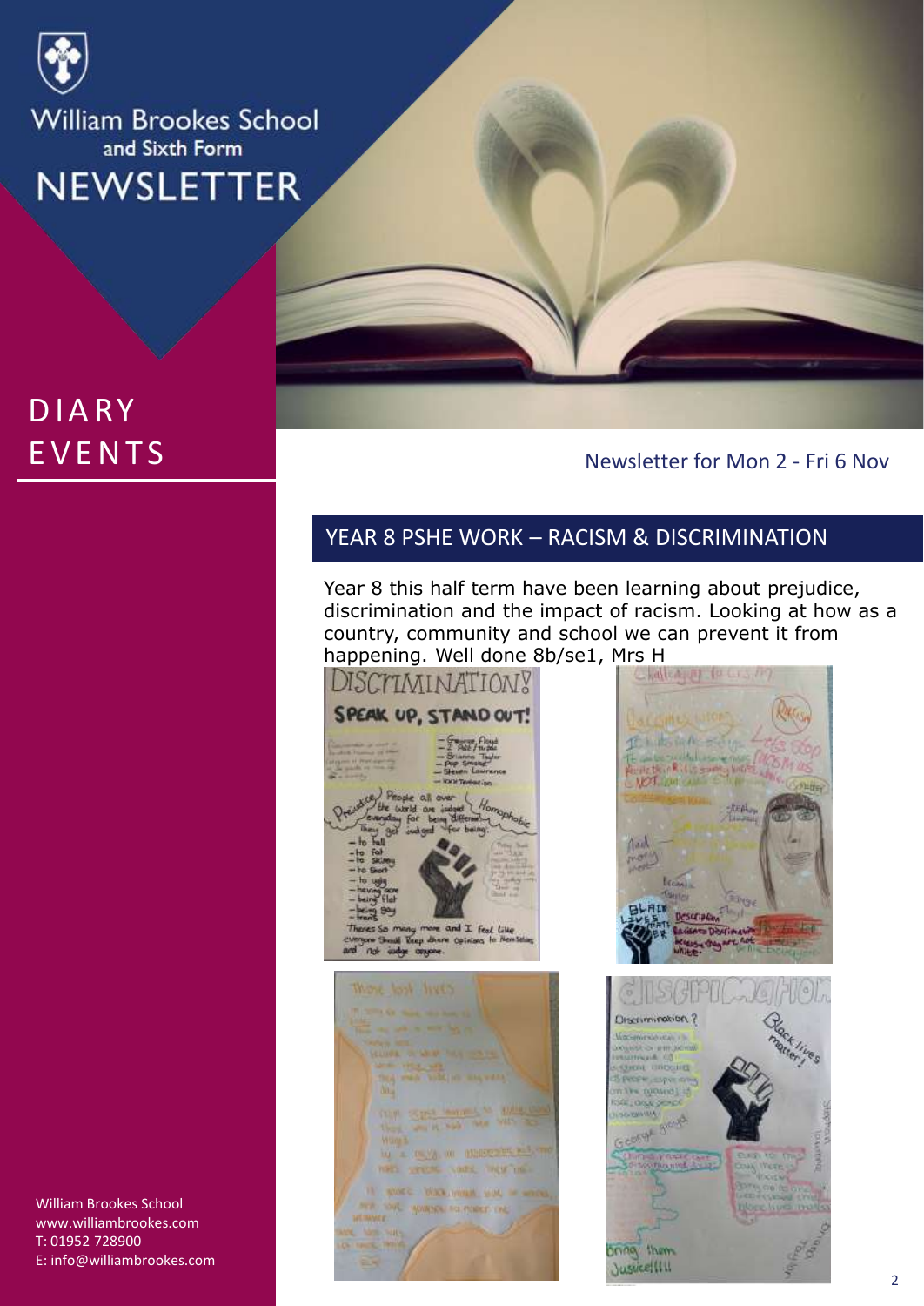William Brookes School and Sixth Form

# NEWSLETTER

## DIARY EVENTS

Newsletter for Mon 2 - Fri 6 Nov

## YEAR 8 PSHE WORK – RACISM & DISCRIMINATION

Year 8 this half term have been learning about prejudice, discrimination and the impact of racism. Looking at how as a country, community and school we can prevent it from happening. Well done 8b/se1, Mrs H

William Brookes School
www.williambrookes.com
T: 01952 728900
E: info@williambrookes.com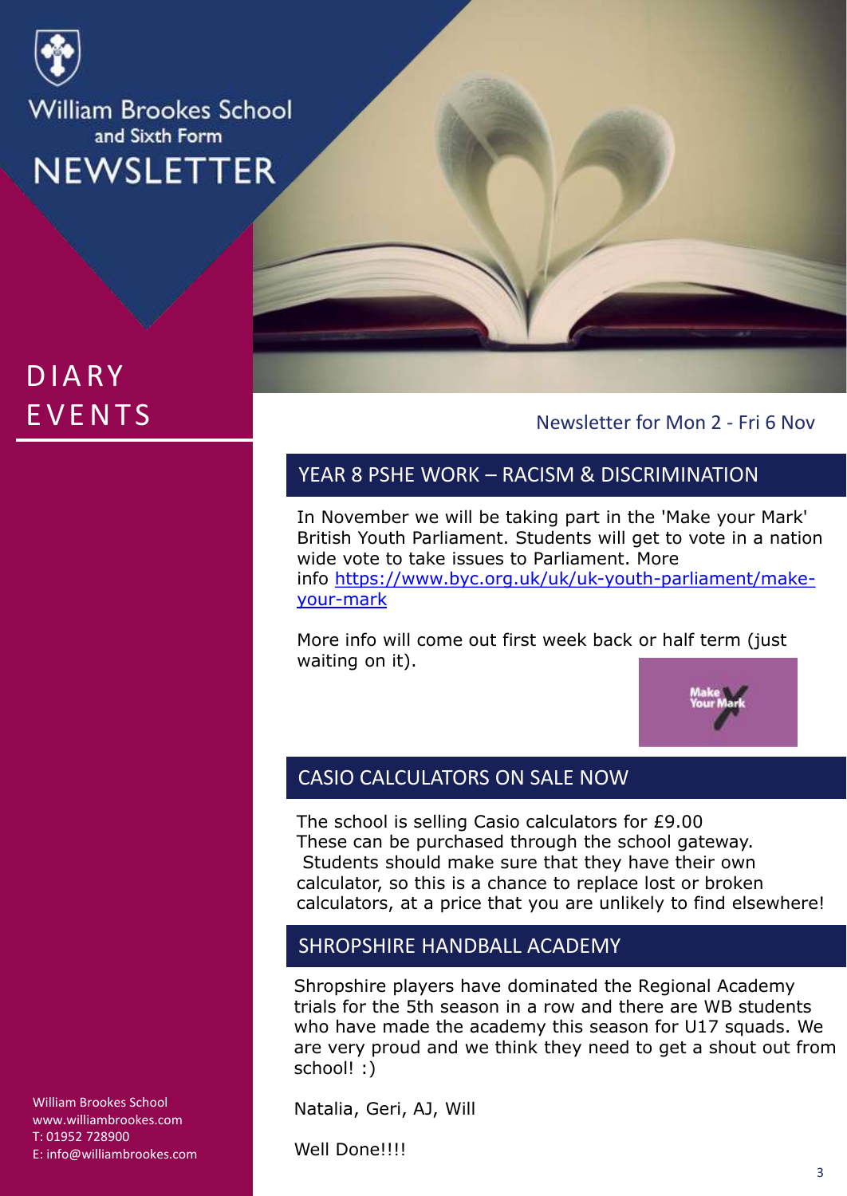# William Brookes School and Sixth Form NEWSLETTER

## DIARY EVENTS

Newsletter for Mon 2 - Fri 6 Nov

### YEAR 8 PSHE WORK – RACISM & DISCRIMINATION

In November we will be taking part in the 'Make your Mark' British Youth Parliament. Students will get to vote in a nation wide vote to take issues to Parliament. More info [https://www.byc.org.uk/uk/uk-youth-parliament/make-your-mark](https://www.byc.org.uk/uk/uk-youth-parliament/make-your-mark)

More info will come out first week back or half term (just waiting on it).

### CASIO CALCULATORS ON SALE NOW

The school is selling Casio calculators for £9.00
These can be purchased through the school gateway.
Students should make sure that they have their own calculator, so this is a chance to replace lost or broken calculators, at a price that you are unlikely to find elsewhere!

### SHROPSHIRE HANDBALL ACADEMY

Shropshire players have dominated the Regional Academy trials for the 5th season in a row and there are WB students who have made the academy this season for U17 squads. We are very proud and we think they need to get a shout out from school! :)

Natalia, Geri, AJ, Will

Well Done!!!!

William Brookes School
www.williambrookes.com
T: 01952 728900
E: info@williambrookes.com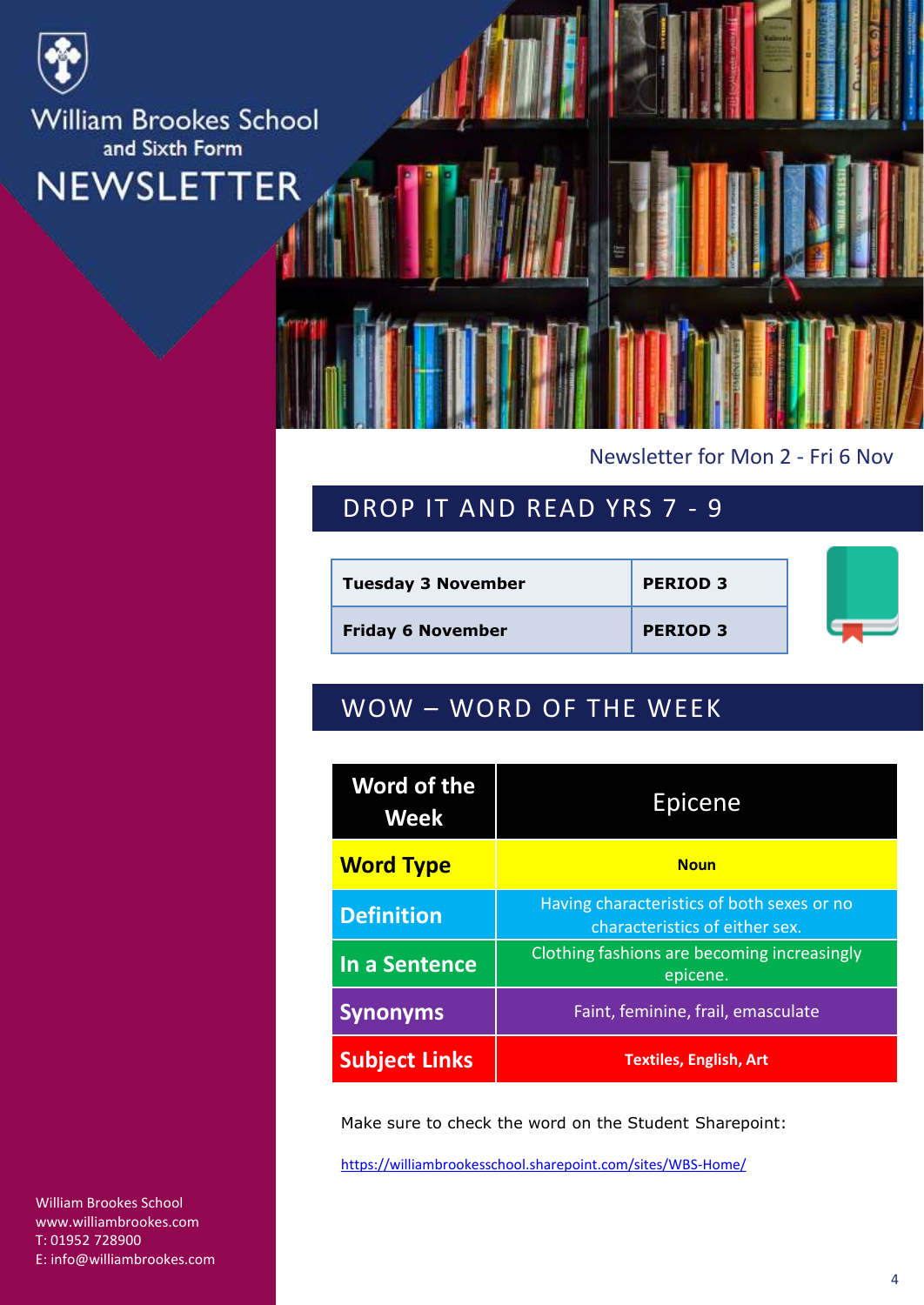William Brookes School and Sixth Form

# NEWSLETTER

Newsletter for Mon 2 - Fri 6 Nov

## DROP IT AND READ YRS 7 - 9

| | |
|---|---|
| **Tuesday 3 November** | **PERIOD 3** |
| **Friday 6 November** | **PERIOD 3** |

## WOW – WORD OF THE WEEK

| Word of the Week | Epicene |
|---|---|
| **Word Type** | **Noun** |
| **Definition** | Having characteristics of both sexes or no characteristics of either sex. |
| **In a Sentence** | Clothing fashions are becoming increasingly epicene. |
| **Synonyms** | Faint, feminine, frail, emasculate |
| **Subject Links** | **Textiles, English, Art** |

Make sure to check the word on the Student Sharepoint:

https://williambrookesschool.sharepoint.com/sites/WBS-Home/

William Brookes School
www.williambrookes.com
T: 01952 728900
E: info@williambrookes.com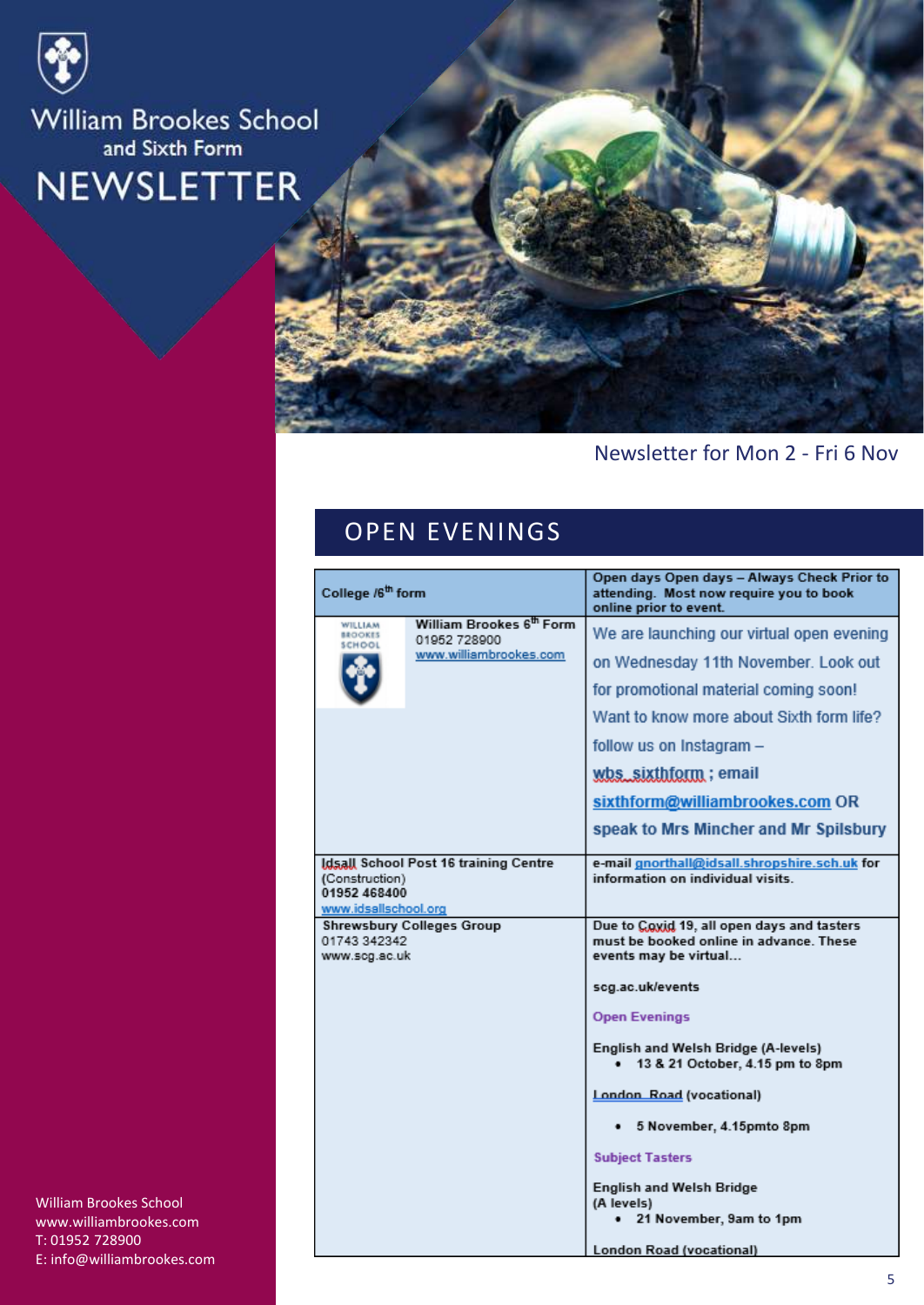William Brookes School
and Sixth Form
# NEWSLETTER

Newsletter for Mon 2 - Fri 6 Nov

## OPEN EVENINGS

| College /6th form | Open days Open days – Always Check Prior to attending. Most now require you to book online prior to event. |
|---|---|
| William Brookes 6th Form<br>01952 728900<br>www.williambrookes.com | We are launching our virtual open evening on Wednesday 11th November. Look out for promotional material coming soon! Want to know more about Sixth form life? follow us on Instagram – wbs_sixthform ; email sixthform@williambrookes.com OR speak to Mrs Mincher and Mr Spilsbury |
| Idsall School Post 16 training Centre (Construction)<br>01952 468400<br>www.idsallschool.org | e-mail gnorthall@idsall.shropshire.sch.uk for information on individual visits. |
| Shrewsbury Colleges Group<br>01743 342342<br>www.scg.ac.uk | Due to Covid 19, all open days and tasters must be booked online in advance. These events may be virtual…<br><br>scg.ac.uk/events<br><br>Open Evenings<br><br>English and Welsh Bridge (A-levels)<br>• 13 & 21 October, 4.15 pm to 8pm<br><br>London Road (vocational)<br>• 5 November, 4.15pmto 8pm<br><br>Subject Tasters<br><br>English and Welsh Bridge (A levels)<br>• 21 November, 9am to 1pm<br><br>London Road (vocational) |

William Brookes School
www.williambrookes.com
T: 01952 728900
E: info@williambrookes.com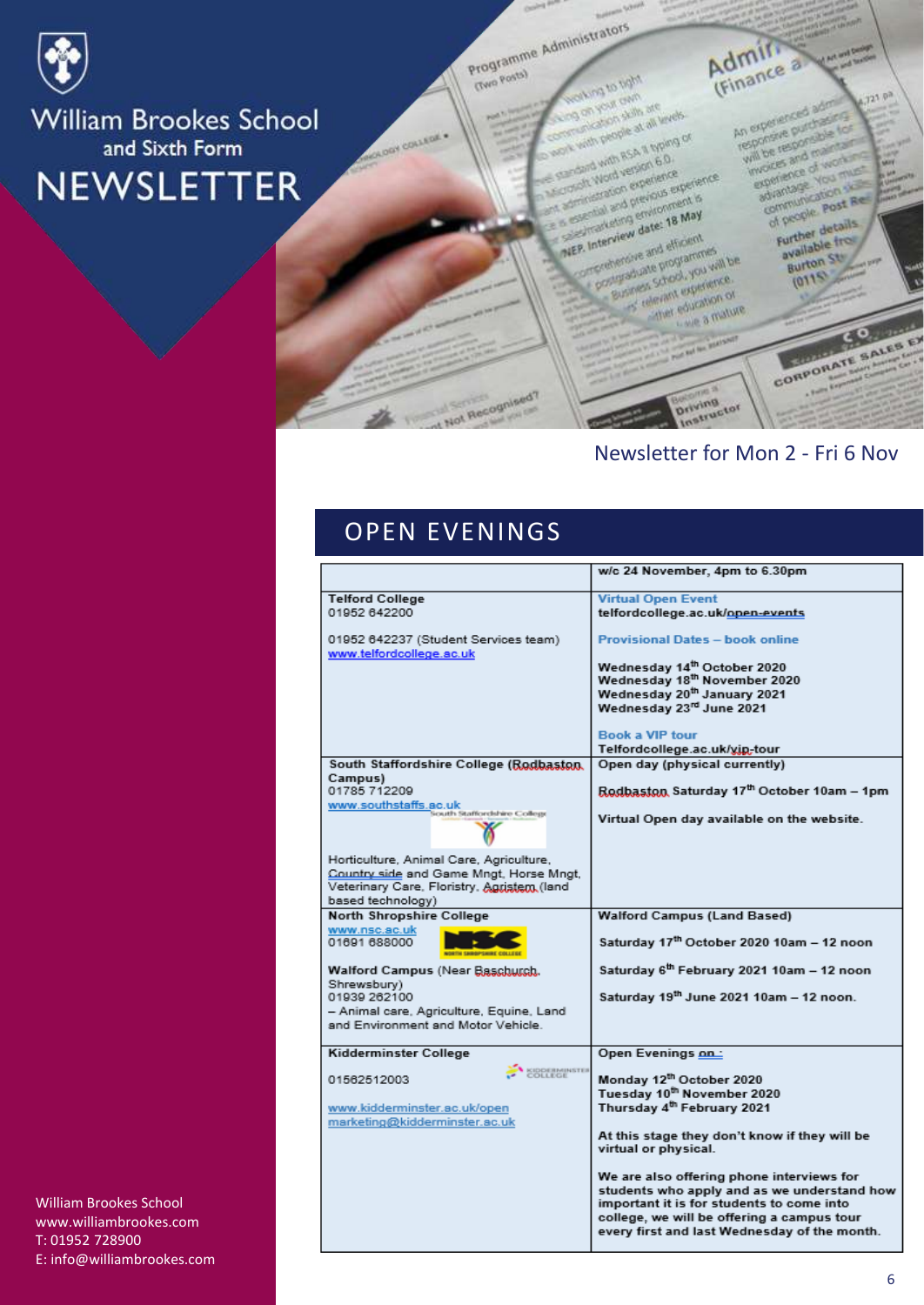# William Brookes School and Sixth Form NEWSLETTER

Newsletter for Mon 2 - Fri 6 Nov

## OPEN EVENINGS

| | w/c 24 November, 4pm to 6.30pm |
|---|---|
| **Telford College**<br>01952 642200<br><br>01952 642237 (Student Services team)<br>www.telfordcollege.ac.uk | Virtual Open Event<br>telfordcollege.ac.uk/open-events<br><br>Provisional Dates – book online<br><br>Wednesday 14th October 2020<br>Wednesday 18th November 2020<br>Wednesday 20th January 2021<br>Wednesday 23rd June 2021<br><br>Book a VIP tour<br>Telfordcollege.ac.uk/vip-tour |
| **South Staffordshire College (Rodbaston Campus)**<br>01785 712209<br>www.southstaffs.ac.uk<br><br>Horticulture, Animal Care, Agriculture, Country side and Game Mngt, Horse Mngt, Veterinary Care, Floristry, Agristem (land based technology) | **Open day (physical currently)**<br><br>**Rodbaston Saturday 17th October 10am – 1pm**<br><br>**Virtual Open day available on the website.** |
| **North Shropshire College**<br>www.nsc.ac.uk<br>01691 688000<br><br>**Walford Campus** (Near Baschurch, Shrewsbury)<br>01939 262100<br>– Animal care, Agriculture, Equine, Land and Environment and Motor Vehicle. | **Walford Campus (Land Based)**<br><br>**Saturday 17th October 2020 10am – 12 noon**<br><br>**Saturday 6th February 2021 10am – 12 noon**<br><br>**Saturday 19th June 2021 10am – 12 noon.** |
| **Kidderminster College**<br><br>01562512003<br><br>www.kidderminster.ac.uk/open<br>marketing@kidderminster.ac.uk | **Open Evenings on :**<br><br>**Monday 12th October 2020**<br>**Tuesday 10th November 2020**<br>**Thursday 4th February 2021**<br><br>**At this stage they don't know if they will be virtual or physical.**<br><br>**We are also offering phone interviews for students who apply and as we understand how important it is for students to come into college, we will be offering a campus tour every first and last Wednesday of the month.** |

William Brookes School
www.williambrookes.com
T: 01952 728900
E: info@williambrookes.com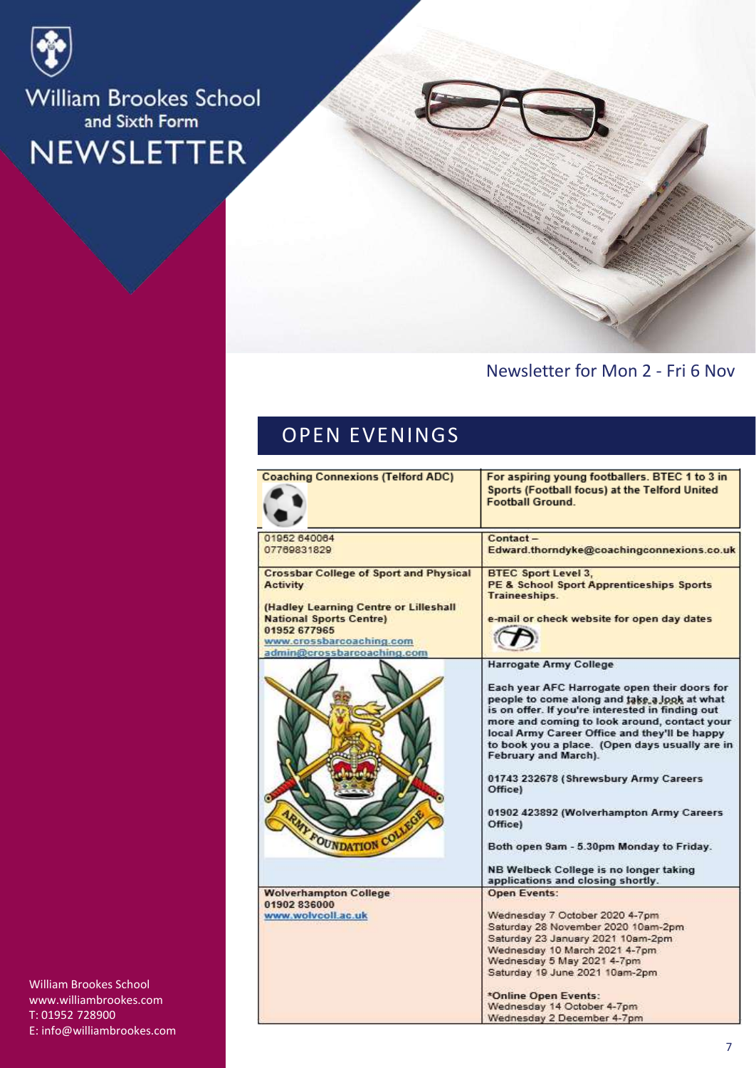# William Brookes School and Sixth Form NEWSLETTER

Newsletter for Mon 2 - Fri 6 Nov

## OPEN EVENINGS

| | |
|---|---|
| **Coaching Connexions (Telford ADC)** | **For aspiring young footballers. BTEC 1 to 3 in Sports (Football focus) at the Telford United Football Ground.** |
| 01952 640064<br>07769831829 | Contact –<br>Edward.thorndyke@coachingconnexions.co.uk |
| **Crossbar College of Sport and Physical Activity**<br><br>**(Hadley Learning Centre or Lilleshall National Sports Centre)**<br>**01952 677965**<br>www.crossbarcoaching.com<br>admin@crossbarcoaching.com | **BTEC Sport Level 3,**<br>**PE & School Sport Apprenticeships Sports Traineeships.**<br><br>**e-mail or check website for open day dates** |
| ARMY FOUNDATION COLLEGE | **Harrogate Army College**<br><br>**Each year AFC Harrogate open their doors for people to come along and take a look at what is on offer. If you're interested in finding out more and coming to look around, contact your local Army Career Office and they'll be happy to book you a place. (Open days usually are in February and March).**<br><br>**01743 232678 (Shrewsbury Army Careers Office)**<br><br>**01902 423892 (Wolverhampton Army Careers Office)**<br><br>**Both open 9am - 5.30pm Monday to Friday.**<br><br>**NB Welbeck College is no longer taking applications and closing shortly.** |
| **Wolverhampton College**<br>**01902 836000**<br>www.wolvcoll.ac.uk | **Open Events:**<br><br>Wednesday 7 October 2020 4-7pm<br>Saturday 28 November 2020 10am-2pm<br>Saturday 23 January 2021 10am-2pm<br>Wednesday 10 March 2021 4-7pm<br>Wednesday 5 May 2021 4-7pm<br>Saturday 19 June 2021 10am-2pm<br><br>***Online Open Events:**<br>Wednesday 14 October 4-7pm<br>Wednesday 2 December 4-7pm |

William Brookes School
www.williambrookes.com
T: 01952 728900
E: info@williambrookes.com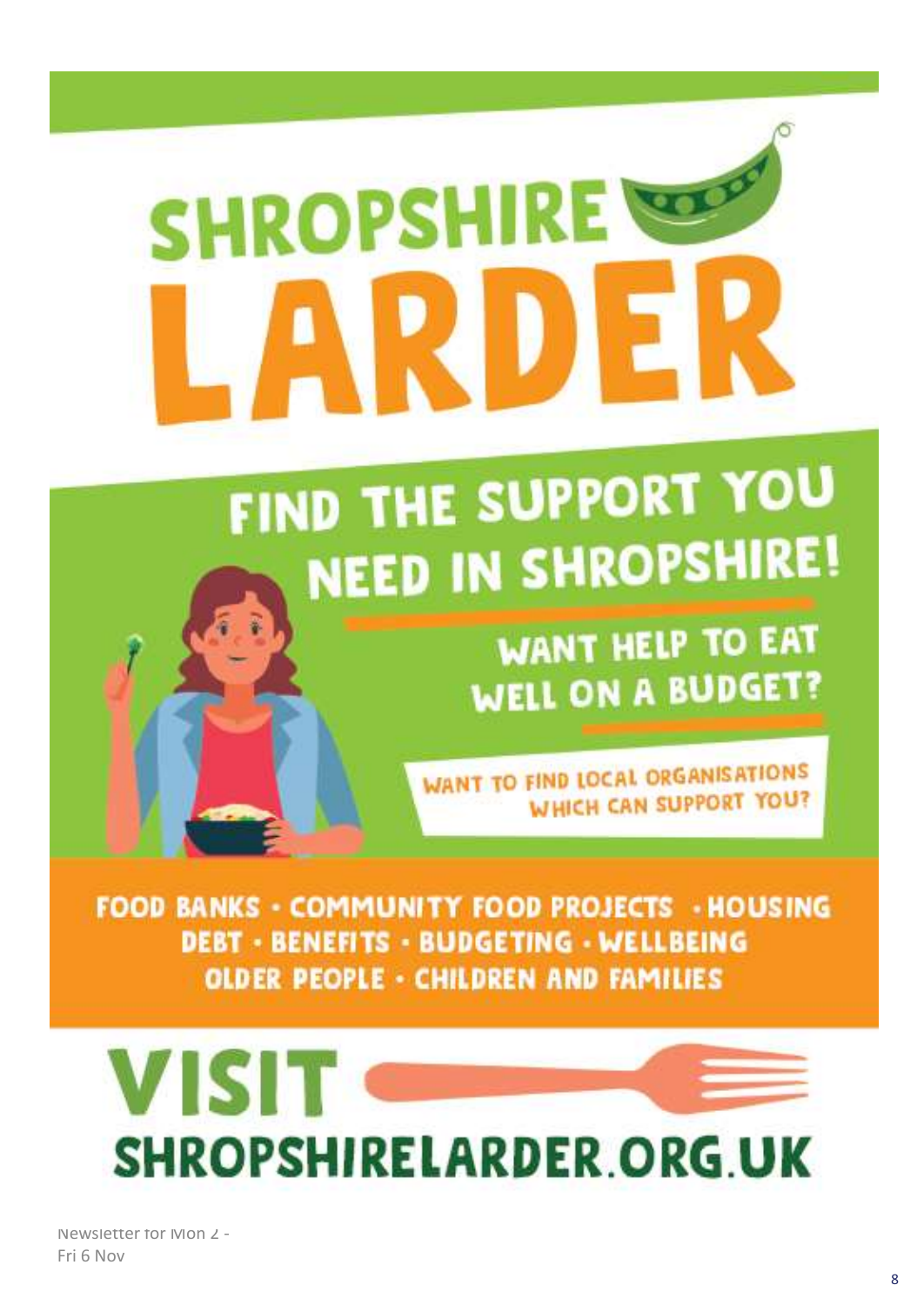# SHROPSHIRE LARDER

## FIND THE SUPPORT YOU NEED IN SHROPSHIRE!

**WANT HELP TO EAT WELL ON A BUDGET?**

**WANT TO FIND LOCAL ORGANISATIONS WHICH CAN SUPPORT YOU?**

**FOOD BANKS · COMMUNITY FOOD PROJECTS · HOUSING DEBT · BENEFITS · BUDGETING · WELLBEING OLDER PEOPLE · CHILDREN AND FAMILIES**

## VISIT SHROPSHIRELARDER.ORG.UK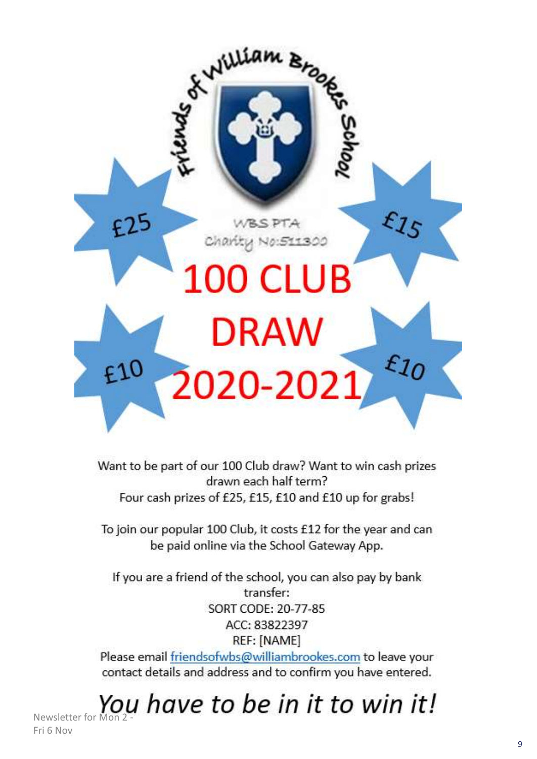Friends of William Brookes School

WBS PTA
Charity No:511300

# 100 CLUB DRAW 2020-2021

£25 £15 £10 £10

Want to be part of our 100 Club draw? Want to win cash prizes drawn each half term?
Four cash prizes of £25, £15, £10 and £10 up for grabs!

To join our popular 100 Club, it costs £12 for the year and can be paid online via the School Gateway App.

If you are a friend of the school, you can also pay by bank transfer:
SORT CODE: 20-77-85
ACC: 83822397
REF: [NAME]
Please email friendsofwbs@williambrookes.com to leave your contact details and address and to confirm you have entered.

*You have to be in it to win it!*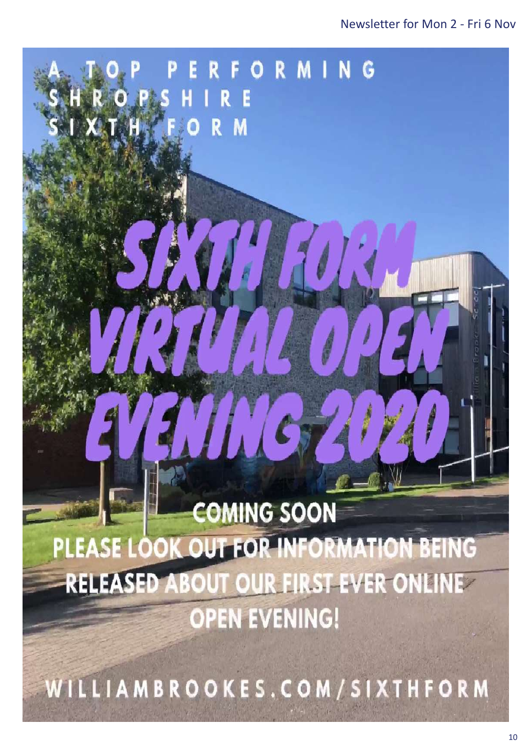A TOP PERFORMING SHROPSHIRE SIXTH FORM

# SIXTH FORM VIRTUAL OPEN EVENING 2020

**COMING SOON**

**PLEASE LOOK OUT FOR INFORMATION BEING RELEASED ABOUT OUR FIRST EVER ONLINE OPEN EVENING!**

WILLIAMBROOKES.COM/SIXTHFORM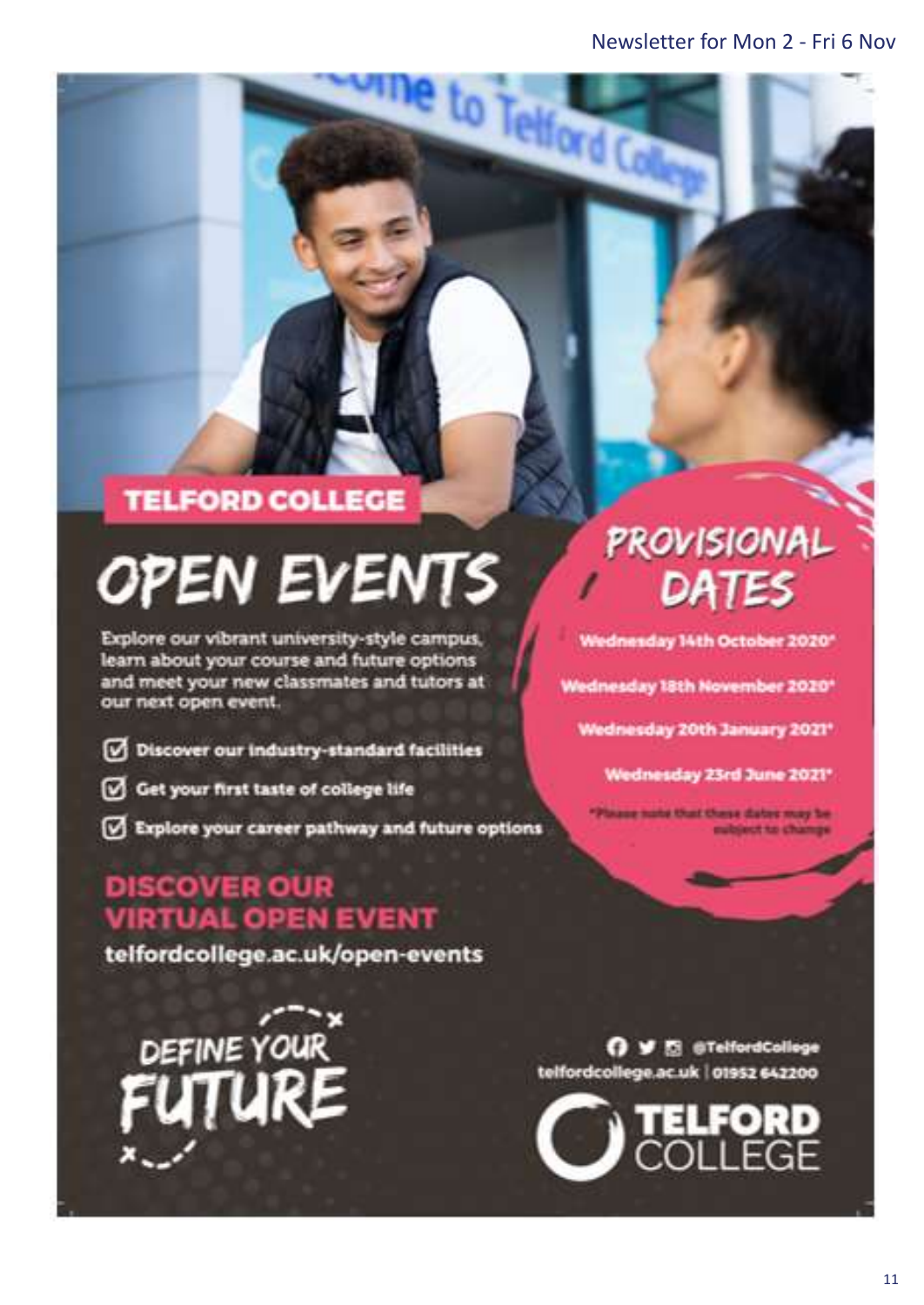## TELFORD COLLEGE

# OPEN EVENTS

Explore our vibrant university-style campus, learn about your course and future options and meet your new classmates and tutors at our next open event.

- Discover our industry-standard facilities
- Get your first taste of college life
- Explore your career pathway and future options

## PROVISIONAL DATES

Wednesday 14th October 2020*

Wednesday 18th November 2020*

Wednesday 20th January 2021*

Wednesday 23rd June 2021*

*Please note that these dates may be subject to change

## DISCOVER OUR VIRTUAL OPEN EVENT

telfordcollege.ac.uk/open-events

DEFINE YOUR FUTURE

@TelfordCollege

telfordcollege.ac.uk | 01952 642200

TELFORD COLLEGE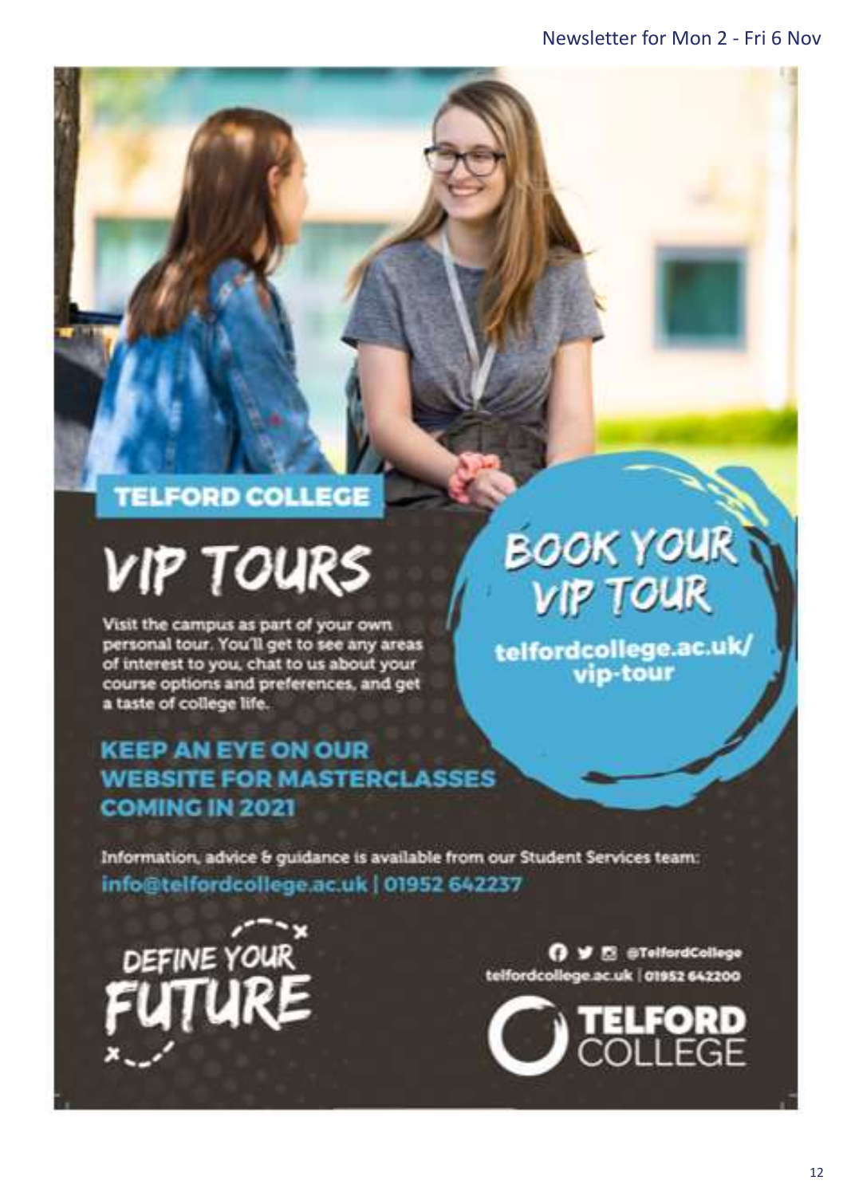## TELFORD COLLEGE

# VIP TOURS

Visit the campus as part of your own personal tour. You'll get to see any areas of interest to you, chat to us about your course options and preferences, and get a taste of college life.

## BOOK YOUR VIP TOUR

telfordcollege.ac.uk/vip-tour

### KEEP AN EYE ON OUR WEBSITE FOR MASTERCLASSES COMING IN 2021

Information, advice & guidance is available from our Student Services team:

info@telfordcollege.ac.uk | 01952 642237

DEFINE YOUR FUTURE

@TelfordCollege

telfordcollege.ac.uk | 01952 642200

TELFORD COLLEGE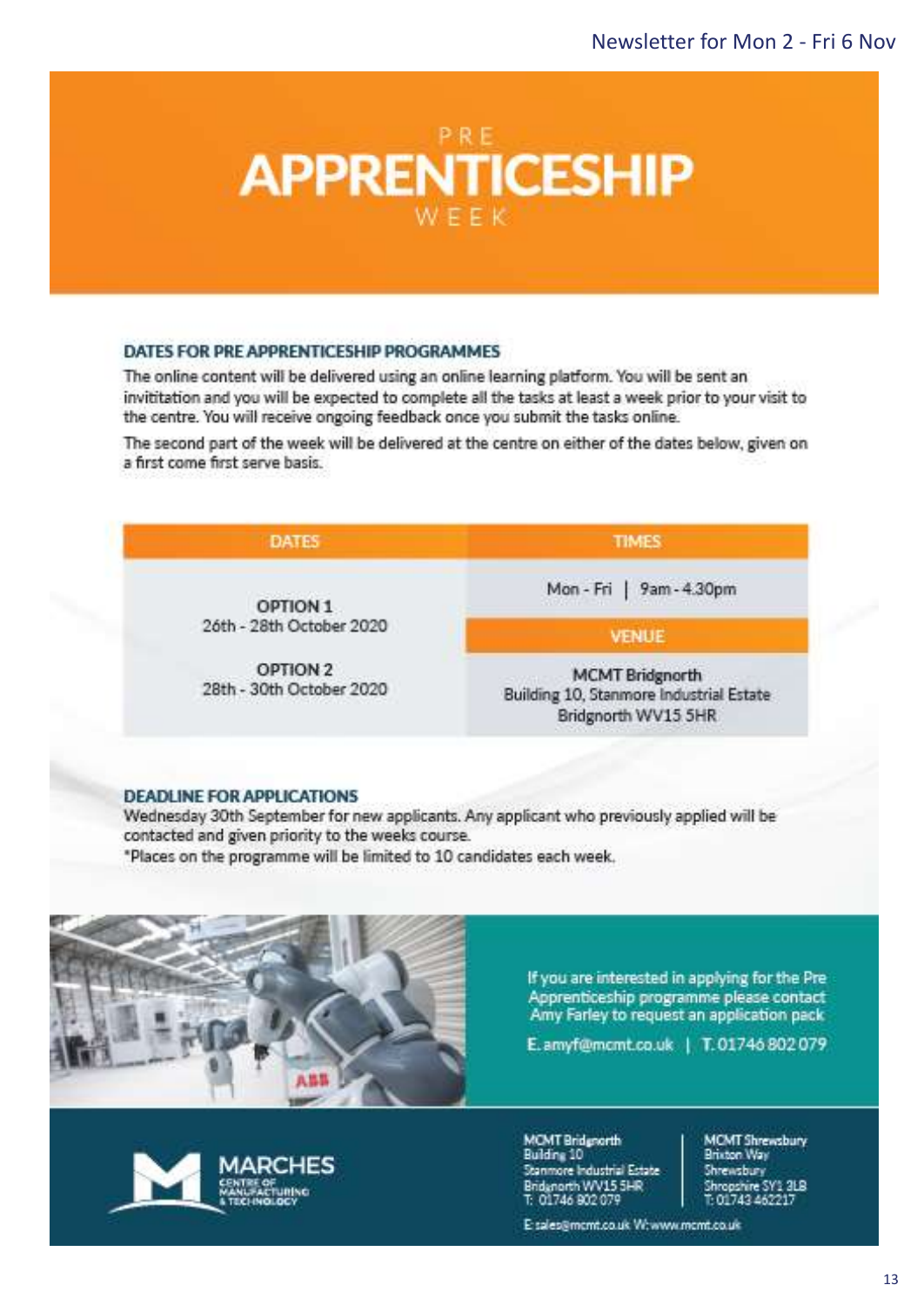# PRE APPRENTICESHIP WEEK

### DATES FOR PRE APPRENTICESHIP PROGRAMMES

The online content will be delivered using an online learning platform. You will be sent an invititation and you will be expected to complete all the tasks at least a week prior to your visit to the centre. You will receive ongoing feedback once you submit the tasks online.

The second part of the week will be delivered at the centre on either of the dates below, given on a first come first serve basis.

| DATES | TIMES |
|---|---|
| **OPTION 1** 26th - 28th October 2020 | Mon - Fri \| 9am - 4.30pm |
| **OPTION 2** 28th - 30th October 2020 | **VENUE**: **MCMT Bridgnorth** Building 10, Stanmore Industrial Estate Bridgnorth WV15 5HR |

### DEADLINE FOR APPLICATIONS

Wednesday 30th September for new applicants. Any applicant who previously applied will be contacted and given priority to the weeks course.

*Places on the programme will be limited to 10 candidates each week.

If you are interested in applying for the Pre Apprenticeship programme please contact Amy Farley to request an application pack

E. amyf@mcmt.co.uk | T. 01746 802 079

MARCHES CENTRE OF MANUFACTURING & TECHNOLOGY

MCMT Bridgnorth
Building 10
Stanmore Industrial Estate
Bridgnorth WV15 5HR
T: 01746 802 079

MCMT Shrewsbury
Brixton Way
Shrewsbury
Shropshire SY1 3LB
T: 01743 462217

E: sales@mcmt.co.uk W: www.mcmt.co.uk